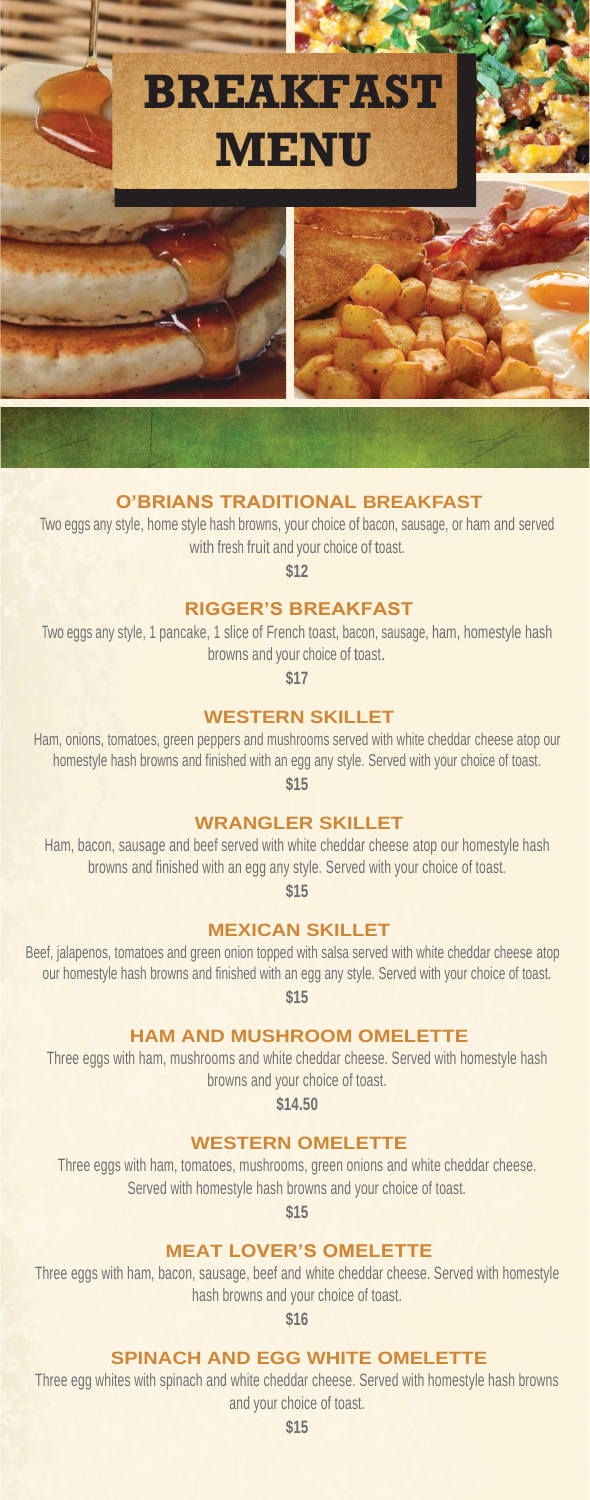# BREAKFAST MENU

### O'BRIANS TRADITIONAL BREAKFAST

Two eggs any style, home style hash browns, your choice of bacon, sausage, or ham and served with fresh fruit and your choice of toast.

**$12**

### RIGGER'S BREAKFAST

Two eggs any style, 1 pancake, 1 slice of French toast, bacon, sausage, ham, homestyle hash browns and your choice of toast.

**$17**

### WESTERN SKILLET

Ham, onions, tomatoes, green peppers and mushrooms served with white cheddar cheese atop our homestyle hash browns and finished with an egg any style. Served with your choice of toast.

**$15**

### WRANGLER SKILLET

Ham, bacon, sausage and beef served with white cheddar cheese atop our homestyle hash browns and finished with an egg any style. Served with your choice of toast.

**$15**

### MEXICAN SKILLET

Beef, jalapenos, tomatoes and green onion topped with salsa served with white cheddar cheese atop our homestyle hash browns and finished with an egg any style. Served with your choice of toast.

**$15**

### HAM AND MUSHROOM OMELETTE

Three eggs with ham, mushrooms and white cheddar cheese. Served with homestyle hash browns and your choice of toast.

**$14.50**

### WESTERN OMELETTE

Three eggs with ham, tomatoes, mushrooms, green onions and white cheddar cheese. Served with homestyle hash browns and your choice of toast.

**$15**

### MEAT LOVER'S OMELETTE

Three eggs with ham, bacon, sausage, beef and white cheddar cheese. Served with homestyle hash browns and your choice of toast.

**$16**

### SPINACH AND EGG WHITE OMELETTE

Three egg whites with spinach and white cheddar cheese. Served with homestyle hash browns and your choice of toast.

**$15**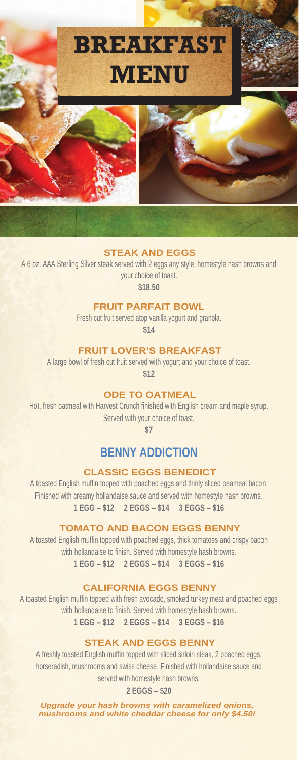# BREAKFAST MENU

### STEAK AND EGGS

A 6 oz. AAA Sterling Silver steak served with 2 eggs any style, homestyle hash browns and your choice of toast.

**$18.50**

### FRUIT PARFAIT BOWL

Fresh cut fruit served atop vanilla yogurt and granola.

**$14**

### FRUIT LOVER'S BREAKFAST

A large bowl of fresh cut fruit served with yogurt and your choice of toast.

**$12**

### ODE TO OATMEAL

Hot, fresh oatmeal with Harvest Crunch finished with English cream and maple syrup. Served with your choice of toast.

**$7**

## BENNY ADDICTION

### CLASSIC EGGS BENEDICT

A toasted English muffin topped with poached eggs and thinly sliced peameal bacon. Finished with creamy hollandaise sauce and served with homestyle hash browns.

**1 EGG – $12 2 EGGS – $14 3 EGGS – $16**

### TOMATO AND BACON EGGS BENNY

A toasted English muffin topped with poached eggs, thick tomatoes and crispy bacon with hollandaise to finish. Served with homestyle hash browns.

**1 EGG – $12 2 EGGS – $14 3 EGGS – $16**

### CALIFORNIA EGGS BENNY

A toasted English muffin topped with fresh avocado, smoked turkey meat and poached eggs with hollandaise to finish. Served with homestyle hash browns.

**1 EGG – $12 2 EGGS – $14 3 EGGS – $16**

### STEAK AND EGGS BENNY

A freshly toasted English muffin topped with sliced sirloin steak, 2 poached eggs, horseradish, mushrooms and swiss cheese. Finished with hollandaise sauce and served with homestyle hash browns.

**2 EGGS – $20**

***Upgrade your hash browns with caramelized onions, mushrooms and white cheddar cheese for only $4.50!***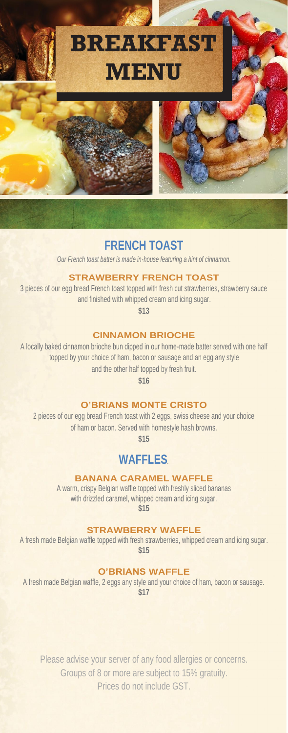# BREAKFAST MENU

## FRENCH TOAST

*Our French toast batter is made in-house featuring a hint of cinnamon.*

### STRAWBERRY FRENCH TOAST

3 pieces of our egg bread French toast topped with fresh cut strawberries, strawberry sauce and finished with whipped cream and icing sugar.

**$13**

### CINNAMON BRIOCHE

A locally baked cinnamon brioche bun dipped in our home-made batter served with one half topped by your choice of ham, bacon or sausage and an egg any style and the other half topped by fresh fruit.

**$16**

### O'BRIANS MONTE CRISTO

2 pieces of our egg bread French toast with 2 eggs, swiss cheese and your choice of ham or bacon. Served with homestyle hash browns.

**$15**

## WAFFLES.

### BANANA CARAMEL WAFFLE

A warm, crispy Belgian waffle topped with freshly sliced bananas with drizzled caramel, whipped cream and icing sugar.

**$15**

### STRAWBERRY WAFFLE

A fresh made Belgian waffle topped with fresh strawberries, whipped cream and icing sugar.

**$15**

### O'BRIANS WAFFLE

A fresh made Belgian waffle, 2 eggs any style and your choice of ham, bacon or sausage.

**$17**

Please advise your server of any food allergies or concerns.
Groups of 8 or more are subject to 15% gratuity.
Prices do not include GST.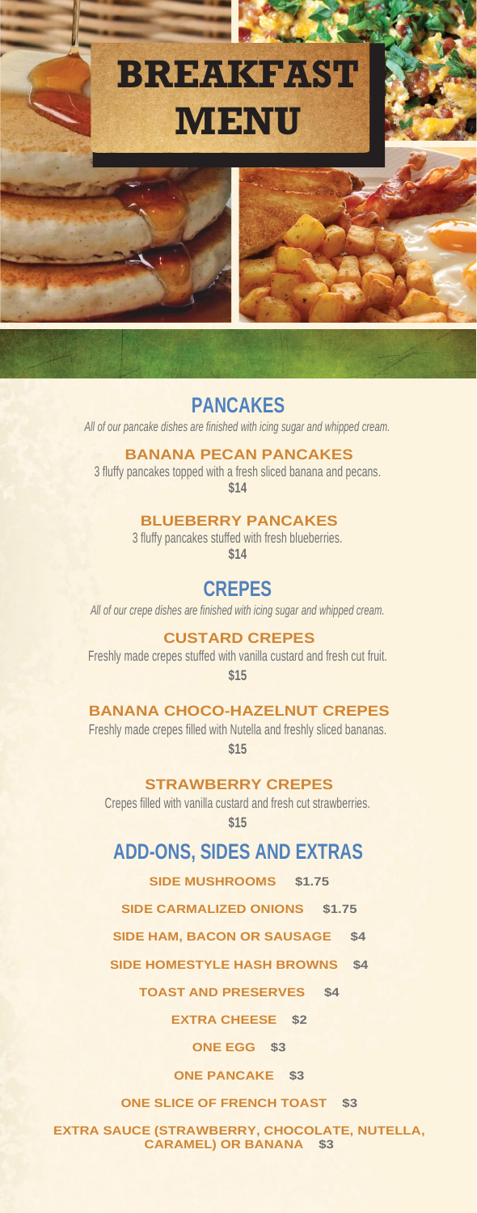# BREAKFAST MENU

## PANCAKES

*All of our pancake dishes are finished with icing sugar and whipped cream.*

### BANANA PECAN PANCAKES

3 fluffy pancakes topped with a fresh sliced banana and pecans.

**$14**

### BLUEBERRY PANCAKES

3 fluffy pancakes stuffed with fresh blueberries.

**$14**

## CREPES

*All of our crepe dishes are finished with icing sugar and whipped cream.*

### CUSTARD CREPES

Freshly made crepes stuffed with vanilla custard and fresh cut fruit.

**$15**

### BANANA CHOCO-HAZELNUT CREPES

Freshly made crepes filled with Nutella and freshly sliced bananas.

**$15**

### STRAWBERRY CREPES

Crepes filled with vanilla custard and fresh cut strawberries.

**$15**

## ADD-ONS, SIDES AND EXTRAS

**SIDE MUSHROOMS $1.75**

**SIDE CARMALIZED ONIONS $1.75**

**SIDE HAM, BACON OR SAUSAGE $4**

**SIDE HOMESTYLE HASH BROWNS $4**

**TOAST AND PRESERVES $4**

**EXTRA CHEESE $2**

**ONE EGG $3**

**ONE PANCAKE $3**

**ONE SLICE OF FRENCH TOAST $3**

**EXTRA SAUCE (STRAWBERRY, CHOCOLATE, NUTELLA, CARAMEL) OR BANANA $3**